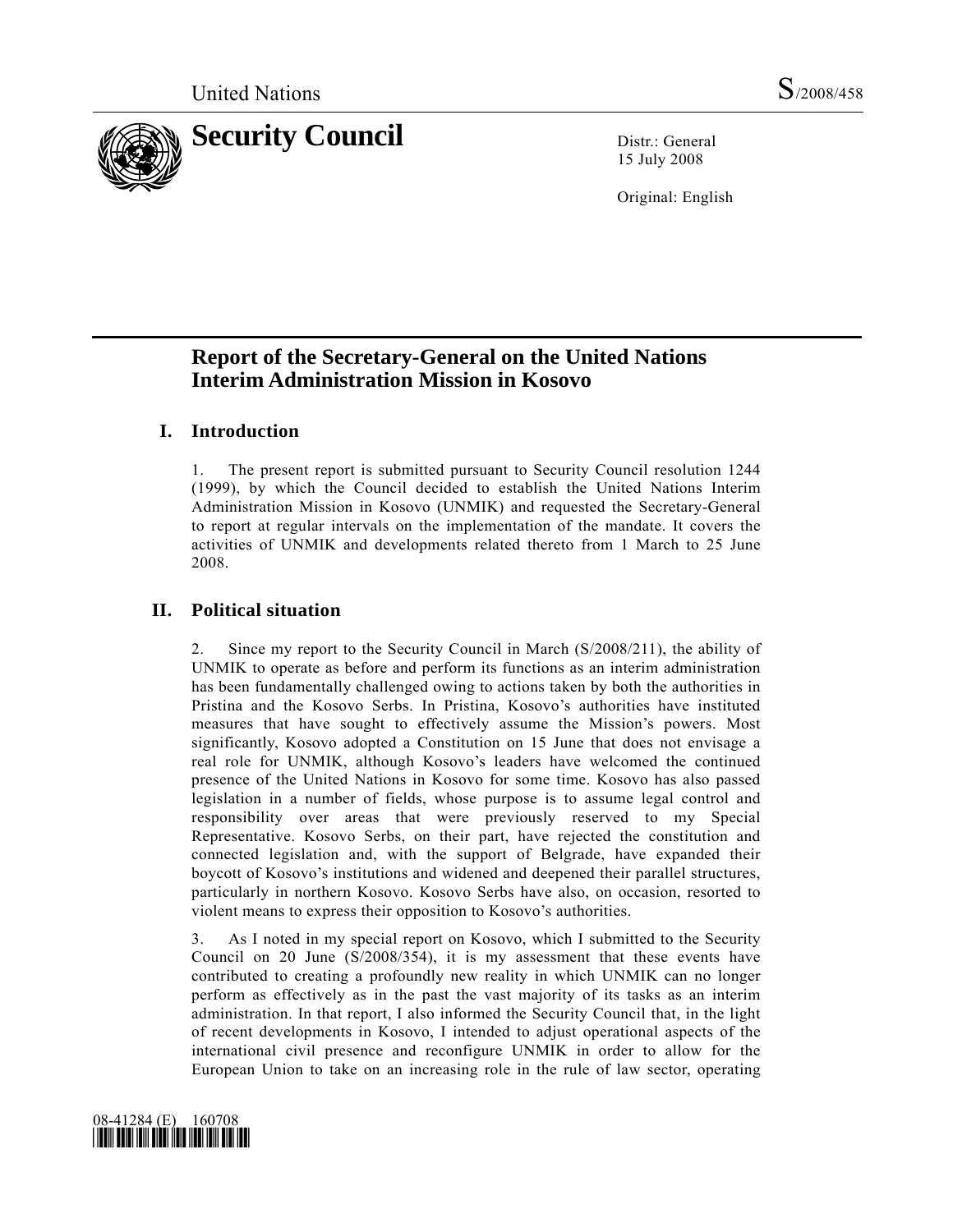United Nations S/2008/458

# Security Council

Distr.: General
15 July 2008

Original: English

## Report of the Secretary-General on the United Nations Interim Administration Mission in Kosovo

### I. Introduction

1. The present report is submitted pursuant to Security Council resolution 1244 (1999), by which the Council decided to establish the United Nations Interim Administration Mission in Kosovo (UNMIK) and requested the Secretary-General to report at regular intervals on the implementation of the mandate. It covers the activities of UNMIK and developments related thereto from 1 March to 25 June 2008.

### II. Political situation

2. Since my report to the Security Council in March (S/2008/211), the ability of UNMIK to operate as before and perform its functions as an interim administration has been fundamentally challenged owing to actions taken by both the authorities in Pristina and the Kosovo Serbs. In Pristina, Kosovo's authorities have instituted measures that have sought to effectively assume the Mission's powers. Most significantly, Kosovo adopted a Constitution on 15 June that does not envisage a real role for UNMIK, although Kosovo's leaders have welcomed the continued presence of the United Nations in Kosovo for some time. Kosovo has also passed legislation in a number of fields, whose purpose is to assume legal control and responsibility over areas that were previously reserved to my Special Representative. Kosovo Serbs, on their part, have rejected the constitution and connected legislation and, with the support of Belgrade, have expanded their boycott of Kosovo's institutions and widened and deepened their parallel structures, particularly in northern Kosovo. Kosovo Serbs have also, on occasion, resorted to violent means to express their opposition to Kosovo's authorities.

3. As I noted in my special report on Kosovo, which I submitted to the Security Council on 20 June (S/2008/354), it is my assessment that these events have contributed to creating a profoundly new reality in which UNMIK can no longer perform as effectively as in the past the vast majority of its tasks as an interim administration. In that report, I also informed the Security Council that, in the light of recent developments in Kosovo, I intended to adjust operational aspects of the international civil presence and reconfigure UNMIK in order to allow for the European Union to take on an increasing role in the rule of law sector, operating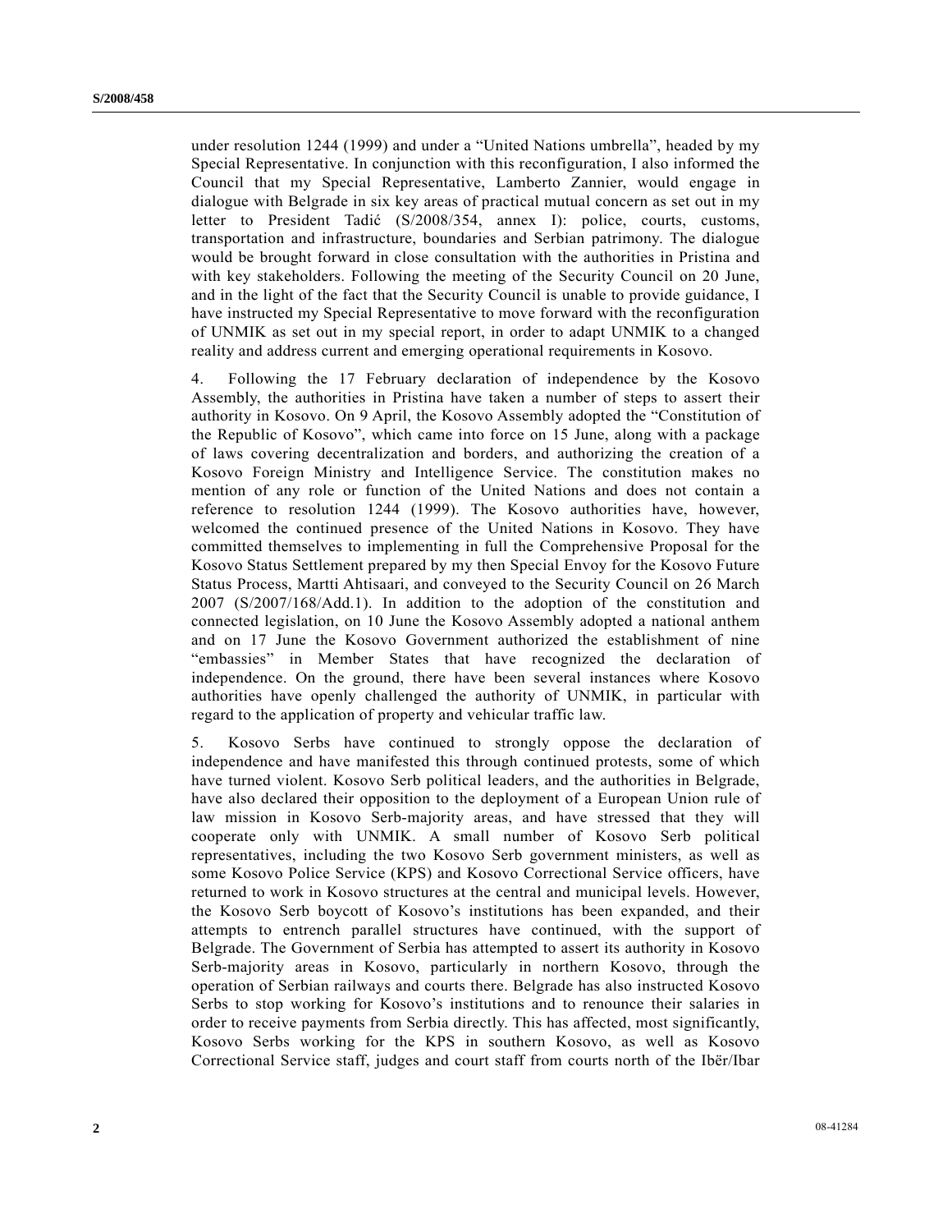under resolution 1244 (1999) and under a "United Nations umbrella", headed by my Special Representative. In conjunction with this reconfiguration, I also informed the Council that my Special Representative, Lamberto Zannier, would engage in dialogue with Belgrade in six key areas of practical mutual concern as set out in my letter to President Tadić (S/2008/354, annex I): police, courts, customs, transportation and infrastructure, boundaries and Serbian patrimony. The dialogue would be brought forward in close consultation with the authorities in Pristina and with key stakeholders. Following the meeting of the Security Council on 20 June, and in the light of the fact that the Security Council is unable to provide guidance, I have instructed my Special Representative to move forward with the reconfiguration of UNMIK as set out in my special report, in order to adapt UNMIK to a changed reality and address current and emerging operational requirements in Kosovo.

4. Following the 17 February declaration of independence by the Kosovo Assembly, the authorities in Pristina have taken a number of steps to assert their authority in Kosovo. On 9 April, the Kosovo Assembly adopted the "Constitution of the Republic of Kosovo", which came into force on 15 June, along with a package of laws covering decentralization and borders, and authorizing the creation of a Kosovo Foreign Ministry and Intelligence Service. The constitution makes no mention of any role or function of the United Nations and does not contain a reference to resolution 1244 (1999). The Kosovo authorities have, however, welcomed the continued presence of the United Nations in Kosovo. They have committed themselves to implementing in full the Comprehensive Proposal for the Kosovo Status Settlement prepared by my then Special Envoy for the Kosovo Future Status Process, Martti Ahtisaari, and conveyed to the Security Council on 26 March 2007 (S/2007/168/Add.1). In addition to the adoption of the constitution and connected legislation, on 10 June the Kosovo Assembly adopted a national anthem and on 17 June the Kosovo Government authorized the establishment of nine "embassies" in Member States that have recognized the declaration of independence. On the ground, there have been several instances where Kosovo authorities have openly challenged the authority of UNMIK, in particular with regard to the application of property and vehicular traffic law.

5. Kosovo Serbs have continued to strongly oppose the declaration of independence and have manifested this through continued protests, some of which have turned violent. Kosovo Serb political leaders, and the authorities in Belgrade, have also declared their opposition to the deployment of a European Union rule of law mission in Kosovo Serb-majority areas, and have stressed that they will cooperate only with UNMIK. A small number of Kosovo Serb political representatives, including the two Kosovo Serb government ministers, as well as some Kosovo Police Service (KPS) and Kosovo Correctional Service officers, have returned to work in Kosovo structures at the central and municipal levels. However, the Kosovo Serb boycott of Kosovo's institutions has been expanded, and their attempts to entrench parallel structures have continued, with the support of Belgrade. The Government of Serbia has attempted to assert its authority in Kosovo Serb-majority areas in Kosovo, particularly in northern Kosovo, through the operation of Serbian railways and courts there. Belgrade has also instructed Kosovo Serbs to stop working for Kosovo's institutions and to renounce their salaries in order to receive payments from Serbia directly. This has affected, most significantly, Kosovo Serbs working for the KPS in southern Kosovo, as well as Kosovo Correctional Service staff, judges and court staff from courts north of the Ibër/Ibar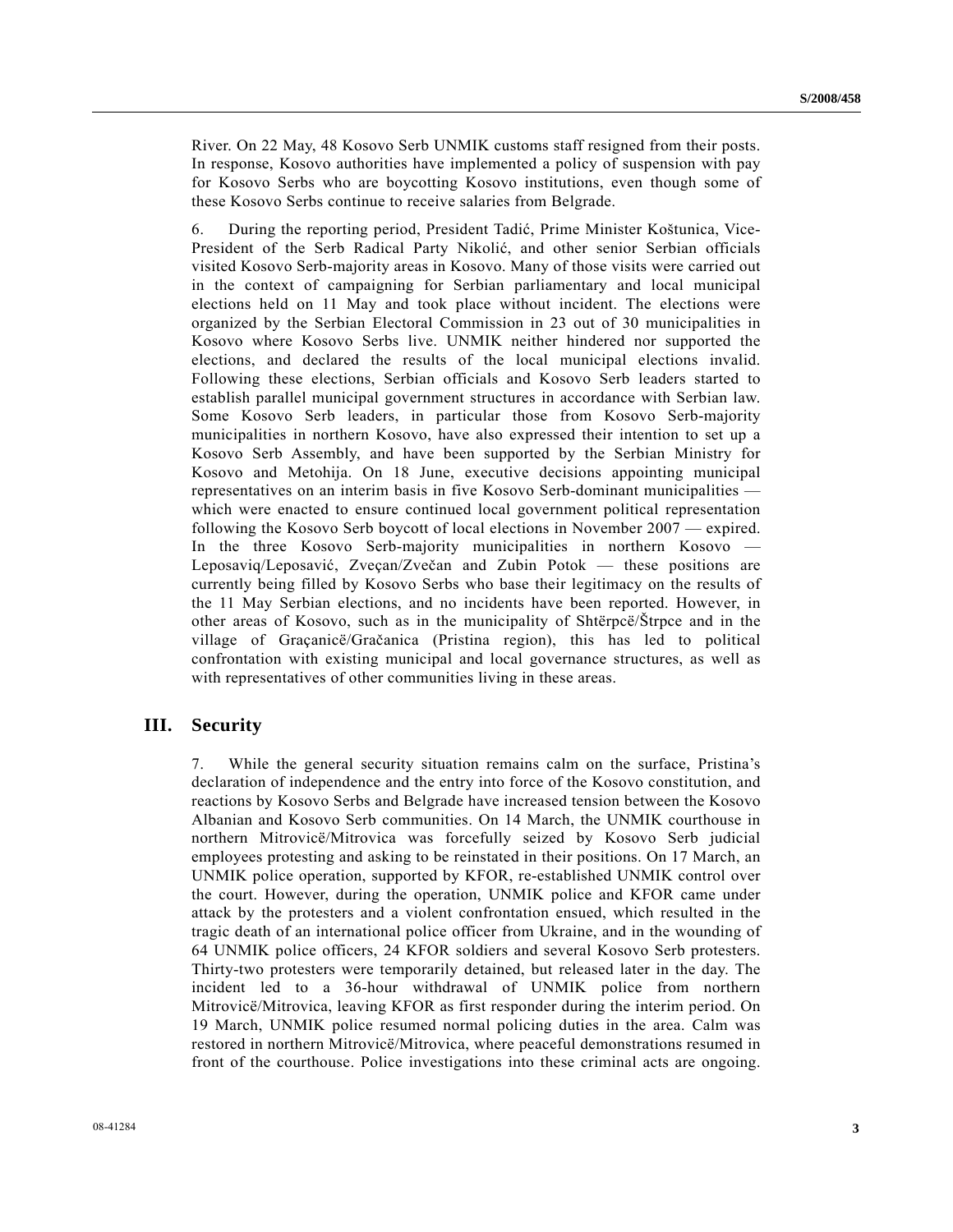River. On 22 May, 48 Kosovo Serb UNMIK customs staff resigned from their posts. In response, Kosovo authorities have implemented a policy of suspension with pay for Kosovo Serbs who are boycotting Kosovo institutions, even though some of these Kosovo Serbs continue to receive salaries from Belgrade.

6. During the reporting period, President Tadić, Prime Minister Koštunica, Vice-President of the Serb Radical Party Nikolić, and other senior Serbian officials visited Kosovo Serb-majority areas in Kosovo. Many of those visits were carried out in the context of campaigning for Serbian parliamentary and local municipal elections held on 11 May and took place without incident. The elections were organized by the Serbian Electoral Commission in 23 out of 30 municipalities in Kosovo where Kosovo Serbs live. UNMIK neither hindered nor supported the elections, and declared the results of the local municipal elections invalid. Following these elections, Serbian officials and Kosovo Serb leaders started to establish parallel municipal government structures in accordance with Serbian law. Some Kosovo Serb leaders, in particular those from Kosovo Serb-majority municipalities in northern Kosovo, have also expressed their intention to set up a Kosovo Serb Assembly, and have been supported by the Serbian Ministry for Kosovo and Metohija. On 18 June, executive decisions appointing municipal representatives on an interim basis in five Kosovo Serb-dominant municipalities — which were enacted to ensure continued local government political representation following the Kosovo Serb boycott of local elections in November 2007 — expired. In the three Kosovo Serb-majority municipalities in northern Kosovo — Leposaviq/Leposavić, Zveçan/Zvečan and Zubin Potok — these positions are currently being filled by Kosovo Serbs who base their legitimacy on the results of the 11 May Serbian elections, and no incidents have been reported. However, in other areas of Kosovo, such as in the municipality of Shtërpcë/Štrpce and in the village of Graçanicë/Gračanica (Pristina region), this has led to political confrontation with existing municipal and local governance structures, as well as with representatives of other communities living in these areas.

## III. Security

7. While the general security situation remains calm on the surface, Pristina's declaration of independence and the entry into force of the Kosovo constitution, and reactions by Kosovo Serbs and Belgrade have increased tension between the Kosovo Albanian and Kosovo Serb communities. On 14 March, the UNMIK courthouse in northern Mitrovicë/Mitrovica was forcefully seized by Kosovo Serb judicial employees protesting and asking to be reinstated in their positions. On 17 March, an UNMIK police operation, supported by KFOR, re-established UNMIK control over the court. However, during the operation, UNMIK police and KFOR came under attack by the protesters and a violent confrontation ensued, which resulted in the tragic death of an international police officer from Ukraine, and in the wounding of 64 UNMIK police officers, 24 KFOR soldiers and several Kosovo Serb protesters. Thirty-two protesters were temporarily detained, but released later in the day. The incident led to a 36-hour withdrawal of UNMIK police from northern Mitrovicë/Mitrovica, leaving KFOR as first responder during the interim period. On 19 March, UNMIK police resumed normal policing duties in the area. Calm was restored in northern Mitrovicë/Mitrovica, where peaceful demonstrations resumed in front of the courthouse. Police investigations into these criminal acts are ongoing.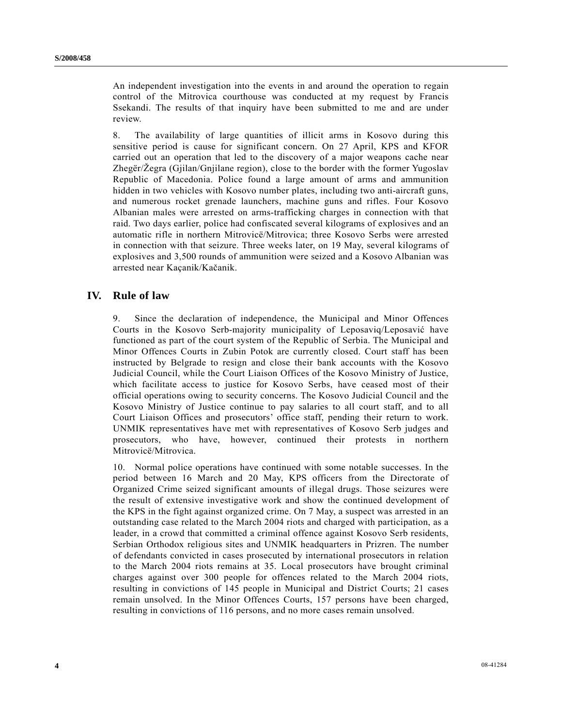An independent investigation into the events in and around the operation to regain control of the Mitrovica courthouse was conducted at my request by Francis Ssekandi. The results of that inquiry have been submitted to me and are under review.

8. The availability of large quantities of illicit arms in Kosovo during this sensitive period is cause for significant concern. On 27 April, KPS and KFOR carried out an operation that led to the discovery of a major weapons cache near Zhegër/Žegra (Gjilan/Gnjilane region), close to the border with the former Yugoslav Republic of Macedonia. Police found a large amount of arms and ammunition hidden in two vehicles with Kosovo number plates, including two anti-aircraft guns, and numerous rocket grenade launchers, machine guns and rifles. Four Kosovo Albanian males were arrested on arms-trafficking charges in connection with that raid. Two days earlier, police had confiscated several kilograms of explosives and an automatic rifle in northern Mitrovicë/Mitrovica; three Kosovo Serbs were arrested in connection with that seizure. Three weeks later, on 19 May, several kilograms of explosives and 3,500 rounds of ammunition were seized and a Kosovo Albanian was arrested near Kaçanik/Kačanik.

## IV. Rule of law

9. Since the declaration of independence, the Municipal and Minor Offences Courts in the Kosovo Serb-majority municipality of Leposaviq/Leposavić have functioned as part of the court system of the Republic of Serbia. The Municipal and Minor Offences Courts in Zubin Potok are currently closed. Court staff has been instructed by Belgrade to resign and close their bank accounts with the Kosovo Judicial Council, while the Court Liaison Offices of the Kosovo Ministry of Justice, which facilitate access to justice for Kosovo Serbs, have ceased most of their official operations owing to security concerns. The Kosovo Judicial Council and the Kosovo Ministry of Justice continue to pay salaries to all court staff, and to all Court Liaison Offices and prosecutors' office staff, pending their return to work. UNMIK representatives have met with representatives of Kosovo Serb judges and prosecutors, who have, however, continued their protests in northern Mitrovicë/Mitrovica.

10. Normal police operations have continued with some notable successes. In the period between 16 March and 20 May, KPS officers from the Directorate of Organized Crime seized significant amounts of illegal drugs. Those seizures were the result of extensive investigative work and show the continued development of the KPS in the fight against organized crime. On 7 May, a suspect was arrested in an outstanding case related to the March 2004 riots and charged with participation, as a leader, in a crowd that committed a criminal offence against Kosovo Serb residents, Serbian Orthodox religious sites and UNMIK headquarters in Prizren. The number of defendants convicted in cases prosecuted by international prosecutors in relation to the March 2004 riots remains at 35. Local prosecutors have brought criminal charges against over 300 people for offences related to the March 2004 riots, resulting in convictions of 145 people in Municipal and District Courts; 21 cases remain unsolved. In the Minor Offences Courts, 157 persons have been charged, resulting in convictions of 116 persons, and no more cases remain unsolved.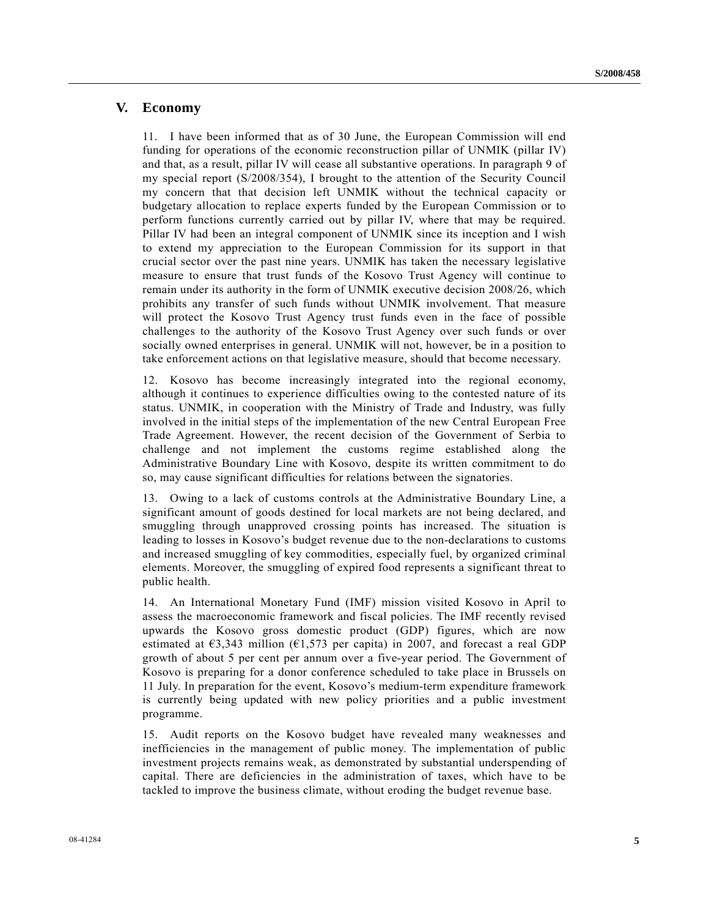## V. Economy

11. I have been informed that as of 30 June, the European Commission will end funding for operations of the economic reconstruction pillar of UNMIK (pillar IV) and that, as a result, pillar IV will cease all substantive operations. In paragraph 9 of my special report (S/2008/354), I brought to the attention of the Security Council my concern that that decision left UNMIK without the technical capacity or budgetary allocation to replace experts funded by the European Commission or to perform functions currently carried out by pillar IV, where that may be required. Pillar IV had been an integral component of UNMIK since its inception and I wish to extend my appreciation to the European Commission for its support in that crucial sector over the past nine years. UNMIK has taken the necessary legislative measure to ensure that trust funds of the Kosovo Trust Agency will continue to remain under its authority in the form of UNMIK executive decision 2008/26, which prohibits any transfer of such funds without UNMIK involvement. That measure will protect the Kosovo Trust Agency trust funds even in the face of possible challenges to the authority of the Kosovo Trust Agency over such funds or over socially owned enterprises in general. UNMIK will not, however, be in a position to take enforcement actions on that legislative measure, should that become necessary.

12. Kosovo has become increasingly integrated into the regional economy, although it continues to experience difficulties owing to the contested nature of its status. UNMIK, in cooperation with the Ministry of Trade and Industry, was fully involved in the initial steps of the implementation of the new Central European Free Trade Agreement. However, the recent decision of the Government of Serbia to challenge and not implement the customs regime established along the Administrative Boundary Line with Kosovo, despite its written commitment to do so, may cause significant difficulties for relations between the signatories.

13. Owing to a lack of customs controls at the Administrative Boundary Line, a significant amount of goods destined for local markets are not being declared, and smuggling through unapproved crossing points has increased. The situation is leading to losses in Kosovo's budget revenue due to the non-declarations to customs and increased smuggling of key commodities, especially fuel, by organized criminal elements. Moreover, the smuggling of expired food represents a significant threat to public health.

14. An International Monetary Fund (IMF) mission visited Kosovo in April to assess the macroeconomic framework and fiscal policies. The IMF recently revised upwards the Kosovo gross domestic product (GDP) figures, which are now estimated at €3,343 million (€1,573 per capita) in 2007, and forecast a real GDP growth of about 5 per cent per annum over a five-year period. The Government of Kosovo is preparing for a donor conference scheduled to take place in Brussels on 11 July. In preparation for the event, Kosovo's medium-term expenditure framework is currently being updated with new policy priorities and a public investment programme.

15. Audit reports on the Kosovo budget have revealed many weaknesses and inefficiencies in the management of public money. The implementation of public investment projects remains weak, as demonstrated by substantial underspending of capital. There are deficiencies in the administration of taxes, which have to be tackled to improve the business climate, without eroding the budget revenue base.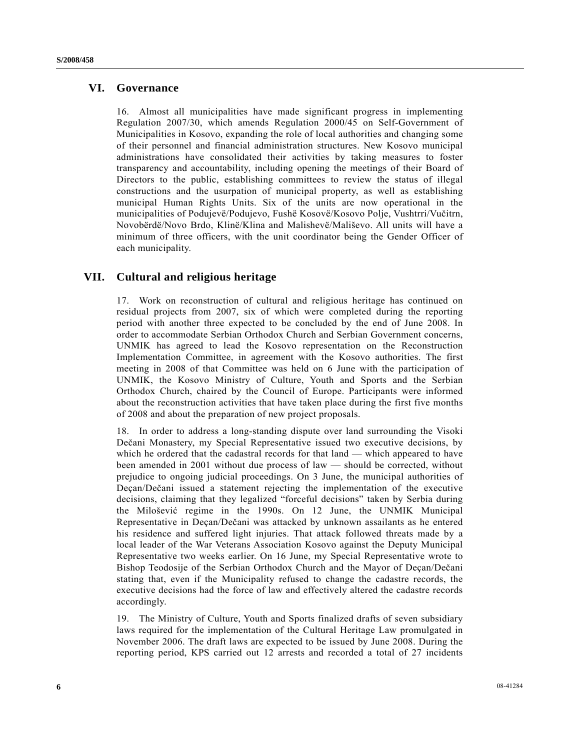## VI. Governance

16. Almost all municipalities have made significant progress in implementing Regulation 2007/30, which amends Regulation 2000/45 on Self-Government of Municipalities in Kosovo, expanding the role of local authorities and changing some of their personnel and financial administration structures. New Kosovo municipal administrations have consolidated their activities by taking measures to foster transparency and accountability, including opening the meetings of their Board of Directors to the public, establishing committees to review the status of illegal constructions and the usurpation of municipal property, as well as establishing municipal Human Rights Units. Six of the units are now operational in the municipalities of Podujevë/Podujevo, Fushë Kosovë/Kosovo Polje, Vushtrri/Vučitrn, Novobërdë/Novo Brdo, Klinë/Klina and Malishevë/Mališevo. All units will have a minimum of three officers, with the unit coordinator being the Gender Officer of each municipality.

## VII. Cultural and religious heritage

17. Work on reconstruction of cultural and religious heritage has continued on residual projects from 2007, six of which were completed during the reporting period with another three expected to be concluded by the end of June 2008. In order to accommodate Serbian Orthodox Church and Serbian Government concerns, UNMIK has agreed to lead the Kosovo representation on the Reconstruction Implementation Committee, in agreement with the Kosovo authorities. The first meeting in 2008 of that Committee was held on 6 June with the participation of UNMIK, the Kosovo Ministry of Culture, Youth and Sports and the Serbian Orthodox Church, chaired by the Council of Europe. Participants were informed about the reconstruction activities that have taken place during the first five months of 2008 and about the preparation of new project proposals.

18. In order to address a long-standing dispute over land surrounding the Visoki Dečani Monastery, my Special Representative issued two executive decisions, by which he ordered that the cadastral records for that land — which appeared to have been amended in 2001 without due process of law — should be corrected, without prejudice to ongoing judicial proceedings. On 3 June, the municipal authorities of Deçan/Dečani issued a statement rejecting the implementation of the executive decisions, claiming that they legalized "forceful decisions" taken by Serbia during the Milošević regime in the 1990s. On 12 June, the UNMIK Municipal Representative in Deçan/Dečani was attacked by unknown assailants as he entered his residence and suffered light injuries. That attack followed threats made by a local leader of the War Veterans Association Kosovo against the Deputy Municipal Representative two weeks earlier. On 16 June, my Special Representative wrote to Bishop Teodosije of the Serbian Orthodox Church and the Mayor of Deçan/Dečani stating that, even if the Municipality refused to change the cadastre records, the executive decisions had the force of law and effectively altered the cadastre records accordingly.

19. The Ministry of Culture, Youth and Sports finalized drafts of seven subsidiary laws required for the implementation of the Cultural Heritage Law promulgated in November 2006. The draft laws are expected to be issued by June 2008. During the reporting period, KPS carried out 12 arrests and recorded a total of 27 incidents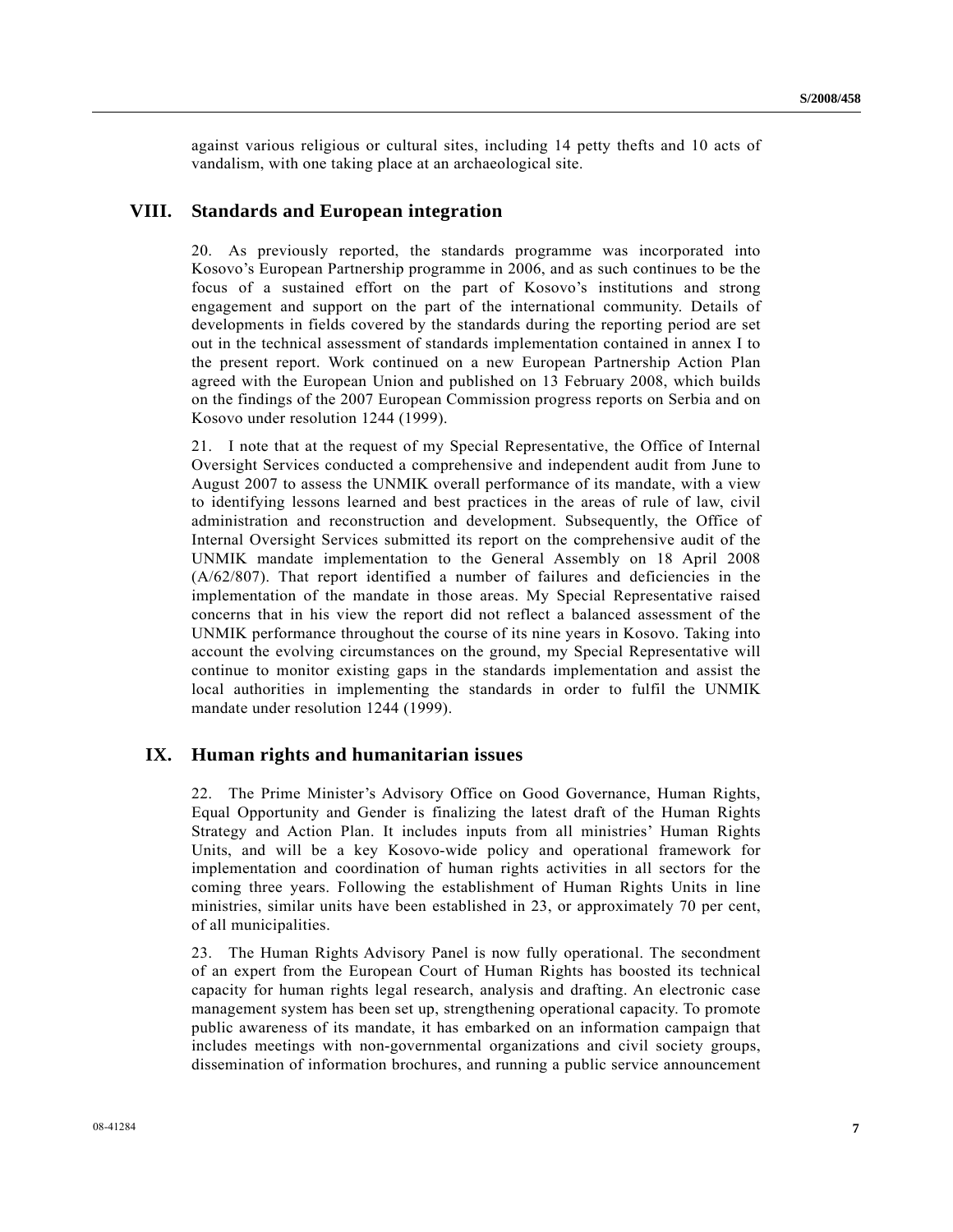against various religious or cultural sites, including 14 petty thefts and 10 acts of vandalism, with one taking place at an archaeological site.

## VIII. Standards and European integration

20. As previously reported, the standards programme was incorporated into Kosovo's European Partnership programme in 2006, and as such continues to be the focus of a sustained effort on the part of Kosovo's institutions and strong engagement and support on the part of the international community. Details of developments in fields covered by the standards during the reporting period are set out in the technical assessment of standards implementation contained in annex I to the present report. Work continued on a new European Partnership Action Plan agreed with the European Union and published on 13 February 2008, which builds on the findings of the 2007 European Commission progress reports on Serbia and on Kosovo under resolution 1244 (1999).

21. I note that at the request of my Special Representative, the Office of Internal Oversight Services conducted a comprehensive and independent audit from June to August 2007 to assess the UNMIK overall performance of its mandate, with a view to identifying lessons learned and best practices in the areas of rule of law, civil administration and reconstruction and development. Subsequently, the Office of Internal Oversight Services submitted its report on the comprehensive audit of the UNMIK mandate implementation to the General Assembly on 18 April 2008 (A/62/807). That report identified a number of failures and deficiencies in the implementation of the mandate in those areas. My Special Representative raised concerns that in his view the report did not reflect a balanced assessment of the UNMIK performance throughout the course of its nine years in Kosovo. Taking into account the evolving circumstances on the ground, my Special Representative will continue to monitor existing gaps in the standards implementation and assist the local authorities in implementing the standards in order to fulfil the UNMIK mandate under resolution 1244 (1999).

## IX. Human rights and humanitarian issues

22. The Prime Minister's Advisory Office on Good Governance, Human Rights, Equal Opportunity and Gender is finalizing the latest draft of the Human Rights Strategy and Action Plan. It includes inputs from all ministries' Human Rights Units, and will be a key Kosovo-wide policy and operational framework for implementation and coordination of human rights activities in all sectors for the coming three years. Following the establishment of Human Rights Units in line ministries, similar units have been established in 23, or approximately 70 per cent, of all municipalities.

23. The Human Rights Advisory Panel is now fully operational. The secondment of an expert from the European Court of Human Rights has boosted its technical capacity for human rights legal research, analysis and drafting. An electronic case management system has been set up, strengthening operational capacity. To promote public awareness of its mandate, it has embarked on an information campaign that includes meetings with non-governmental organizations and civil society groups, dissemination of information brochures, and running a public service announcement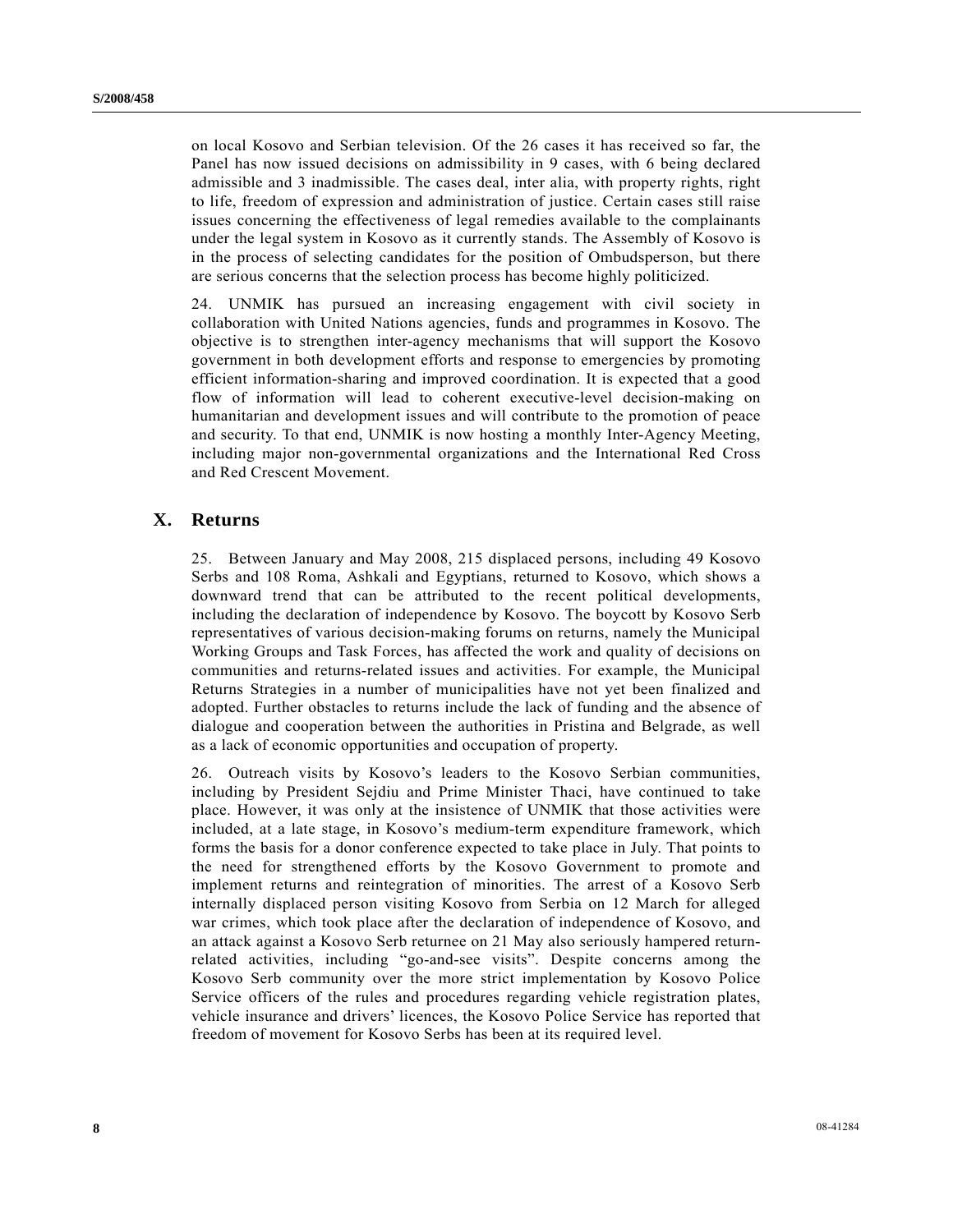on local Kosovo and Serbian television. Of the 26 cases it has received so far, the Panel has now issued decisions on admissibility in 9 cases, with 6 being declared admissible and 3 inadmissible. The cases deal, inter alia, with property rights, right to life, freedom of expression and administration of justice. Certain cases still raise issues concerning the effectiveness of legal remedies available to the complainants under the legal system in Kosovo as it currently stands. The Assembly of Kosovo is in the process of selecting candidates for the position of Ombudsperson, but there are serious concerns that the selection process has become highly politicized.

24. UNMIK has pursued an increasing engagement with civil society in collaboration with United Nations agencies, funds and programmes in Kosovo. The objective is to strengthen inter-agency mechanisms that will support the Kosovo government in both development efforts and response to emergencies by promoting efficient information-sharing and improved coordination. It is expected that a good flow of information will lead to coherent executive-level decision-making on humanitarian and development issues and will contribute to the promotion of peace and security. To that end, UNMIK is now hosting a monthly Inter-Agency Meeting, including major non-governmental organizations and the International Red Cross and Red Crescent Movement.

## X. Returns

25. Between January and May 2008, 215 displaced persons, including 49 Kosovo Serbs and 108 Roma, Ashkali and Egyptians, returned to Kosovo, which shows a downward trend that can be attributed to the recent political developments, including the declaration of independence by Kosovo. The boycott by Kosovo Serb representatives of various decision-making forums on returns, namely the Municipal Working Groups and Task Forces, has affected the work and quality of decisions on communities and returns-related issues and activities. For example, the Municipal Returns Strategies in a number of municipalities have not yet been finalized and adopted. Further obstacles to returns include the lack of funding and the absence of dialogue and cooperation between the authorities in Pristina and Belgrade, as well as a lack of economic opportunities and occupation of property.

26. Outreach visits by Kosovo's leaders to the Kosovo Serbian communities, including by President Sejdiu and Prime Minister Thaci, have continued to take place. However, it was only at the insistence of UNMIK that those activities were included, at a late stage, in Kosovo's medium-term expenditure framework, which forms the basis for a donor conference expected to take place in July. That points to the need for strengthened efforts by the Kosovo Government to promote and implement returns and reintegration of minorities. The arrest of a Kosovo Serb internally displaced person visiting Kosovo from Serbia on 12 March for alleged war crimes, which took place after the declaration of independence of Kosovo, and an attack against a Kosovo Serb returnee on 21 May also seriously hampered return-related activities, including "go-and-see visits". Despite concerns among the Kosovo Serb community over the more strict implementation by Kosovo Police Service officers of the rules and procedures regarding vehicle registration plates, vehicle insurance and drivers' licences, the Kosovo Police Service has reported that freedom of movement for Kosovo Serbs has been at its required level.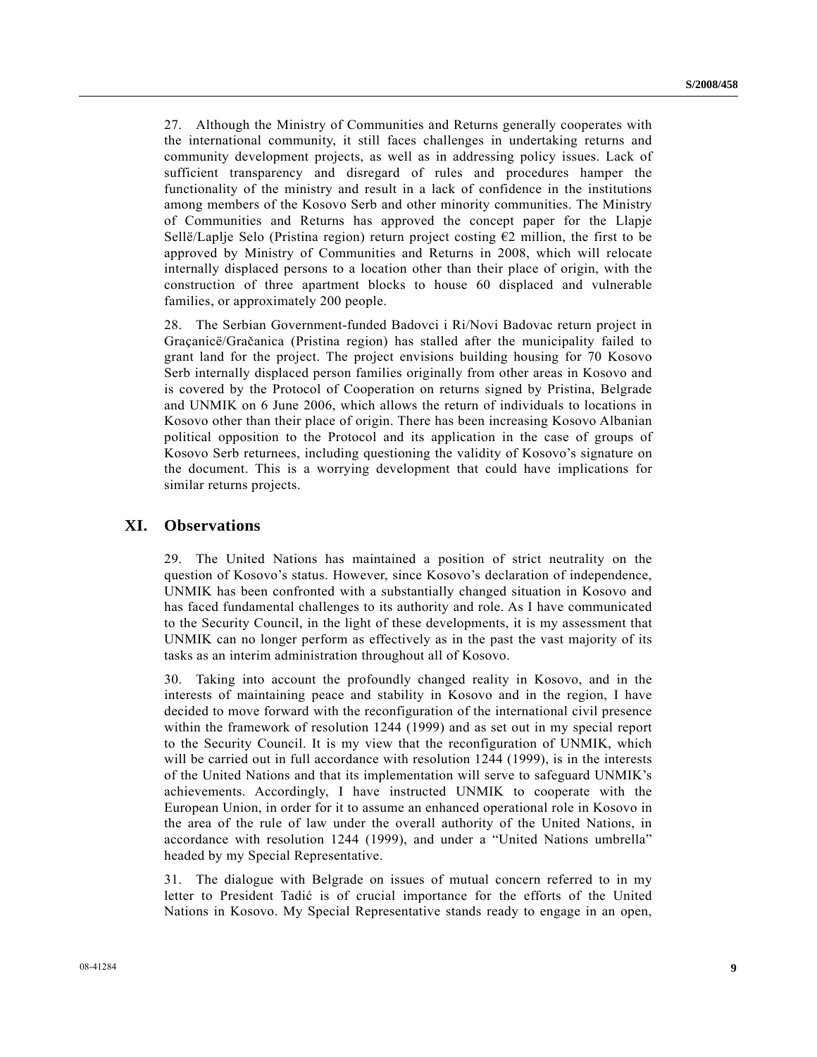27. Although the Ministry of Communities and Returns generally cooperates with the international community, it still faces challenges in undertaking returns and community development projects, as well as in addressing policy issues. Lack of sufficient transparency and disregard of rules and procedures hamper the functionality of the ministry and result in a lack of confidence in the institutions among members of the Kosovo Serb and other minority communities. The Ministry of Communities and Returns has approved the concept paper for the Llapje Sellë/Laplje Selo (Pristina region) return project costing €2 million, the first to be approved by Ministry of Communities and Returns in 2008, which will relocate internally displaced persons to a location other than their place of origin, with the construction of three apartment blocks to house 60 displaced and vulnerable families, or approximately 200 people.

28. The Serbian Government-funded Badovci i Ri/Novi Badovac return project in Graçanicë/Gračanica (Pristina region) has stalled after the municipality failed to grant land for the project. The project envisions building housing for 70 Kosovo Serb internally displaced person families originally from other areas in Kosovo and is covered by the Protocol of Cooperation on returns signed by Pristina, Belgrade and UNMIK on 6 June 2006, which allows the return of individuals to locations in Kosovo other than their place of origin. There has been increasing Kosovo Albanian political opposition to the Protocol and its application in the case of groups of Kosovo Serb returnees, including questioning the validity of Kosovo's signature on the document. This is a worrying development that could have implications for similar returns projects.

## XI. Observations

29. The United Nations has maintained a position of strict neutrality on the question of Kosovo's status. However, since Kosovo's declaration of independence, UNMIK has been confronted with a substantially changed situation in Kosovo and has faced fundamental challenges to its authority and role. As I have communicated to the Security Council, in the light of these developments, it is my assessment that UNMIK can no longer perform as effectively as in the past the vast majority of its tasks as an interim administration throughout all of Kosovo.

30. Taking into account the profoundly changed reality in Kosovo, and in the interests of maintaining peace and stability in Kosovo and in the region, I have decided to move forward with the reconfiguration of the international civil presence within the framework of resolution 1244 (1999) and as set out in my special report to the Security Council. It is my view that the reconfiguration of UNMIK, which will be carried out in full accordance with resolution 1244 (1999), is in the interests of the United Nations and that its implementation will serve to safeguard UNMIK's achievements. Accordingly, I have instructed UNMIK to cooperate with the European Union, in order for it to assume an enhanced operational role in Kosovo in the area of the rule of law under the overall authority of the United Nations, in accordance with resolution 1244 (1999), and under a "United Nations umbrella" headed by my Special Representative.

31. The dialogue with Belgrade on issues of mutual concern referred to in my letter to President Tadić is of crucial importance for the efforts of the United Nations in Kosovo. My Special Representative stands ready to engage in an open,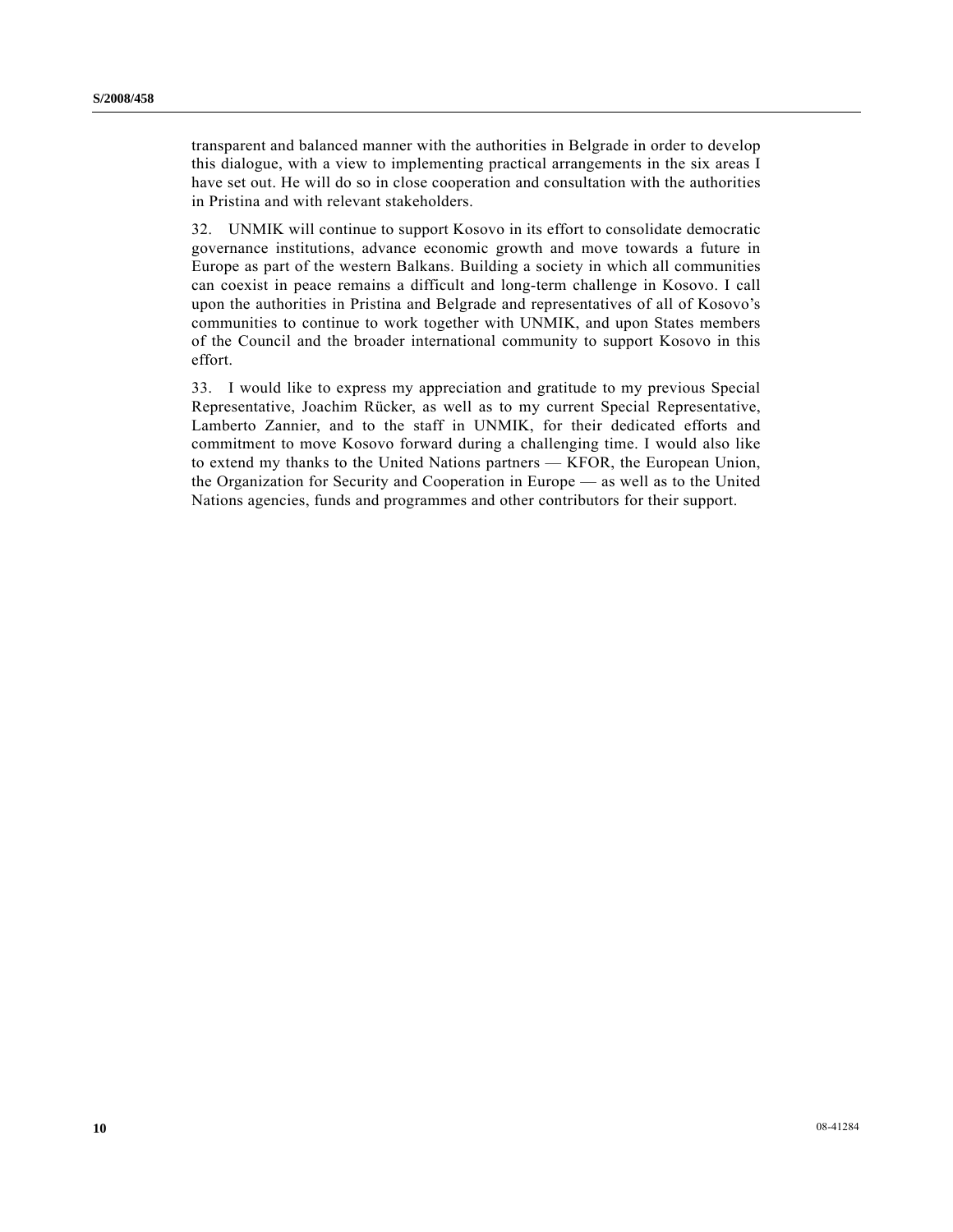transparent and balanced manner with the authorities in Belgrade in order to develop this dialogue, with a view to implementing practical arrangements in the six areas I have set out. He will do so in close cooperation and consultation with the authorities in Pristina and with relevant stakeholders.

32. UNMIK will continue to support Kosovo in its effort to consolidate democratic governance institutions, advance economic growth and move towards a future in Europe as part of the western Balkans. Building a society in which all communities can coexist in peace remains a difficult and long-term challenge in Kosovo. I call upon the authorities in Pristina and Belgrade and representatives of all of Kosovo's communities to continue to work together with UNMIK, and upon States members of the Council and the broader international community to support Kosovo in this effort.

33. I would like to express my appreciation and gratitude to my previous Special Representative, Joachim Rücker, as well as to my current Special Representative, Lamberto Zannier, and to the staff in UNMIK, for their dedicated efforts and commitment to move Kosovo forward during a challenging time. I would also like to extend my thanks to the United Nations partners — KFOR, the European Union, the Organization for Security and Cooperation in Europe — as well as to the United Nations agencies, funds and programmes and other contributors for their support.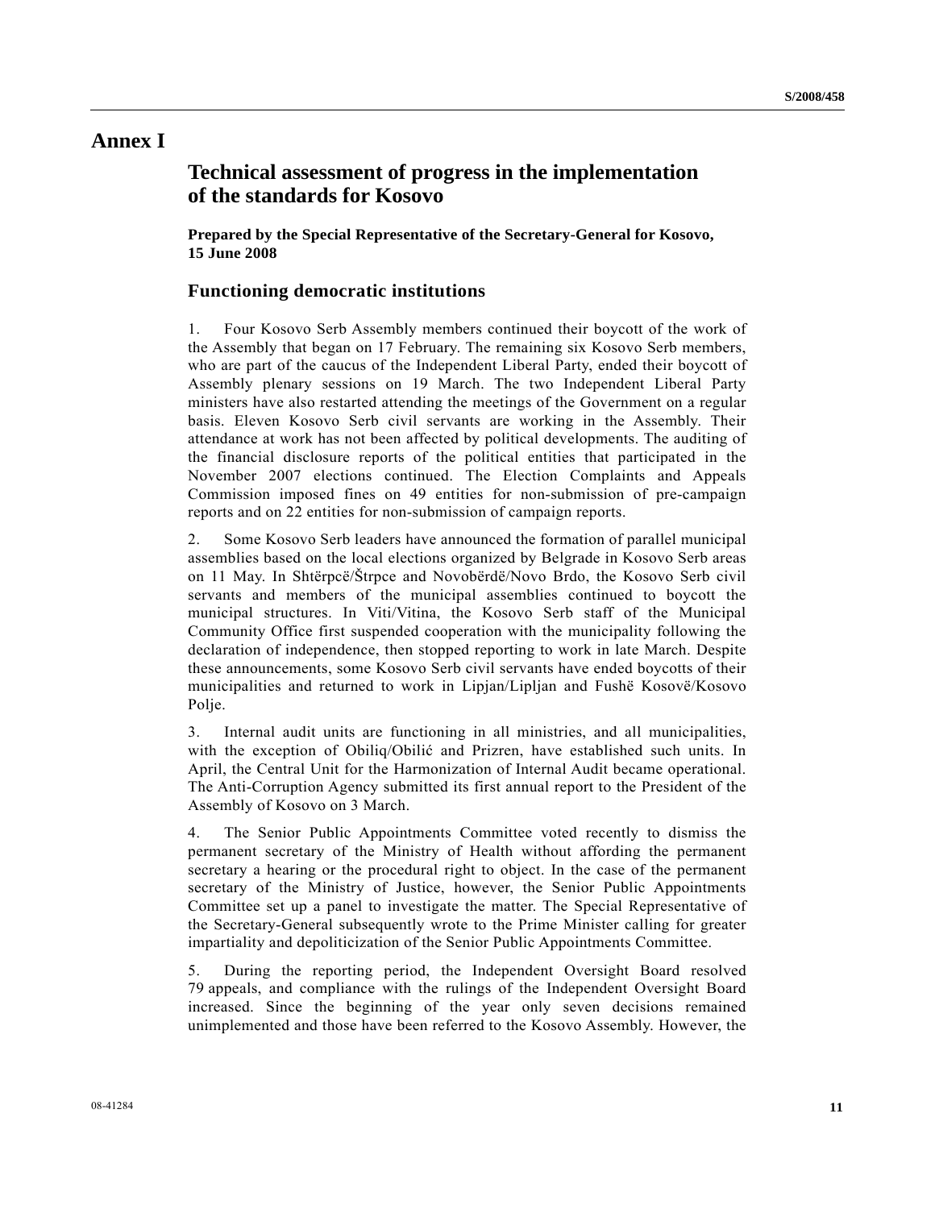# Annex I

## Technical assessment of progress in the implementation of the standards for Kosovo

**Prepared by the Special Representative of the Secretary-General for Kosovo, 15 June 2008**

### Functioning democratic institutions

1. Four Kosovo Serb Assembly members continued their boycott of the work of the Assembly that began on 17 February. The remaining six Kosovo Serb members, who are part of the caucus of the Independent Liberal Party, ended their boycott of Assembly plenary sessions on 19 March. The two Independent Liberal Party ministers have also restarted attending the meetings of the Government on a regular basis. Eleven Kosovo Serb civil servants are working in the Assembly. Their attendance at work has not been affected by political developments. The auditing of the financial disclosure reports of the political entities that participated in the November 2007 elections continued. The Election Complaints and Appeals Commission imposed fines on 49 entities for non-submission of pre-campaign reports and on 22 entities for non-submission of campaign reports.

2. Some Kosovo Serb leaders have announced the formation of parallel municipal assemblies based on the local elections organized by Belgrade in Kosovo Serb areas on 11 May. In Shtërpcë/Štrpce and Novobërdë/Novo Brdo, the Kosovo Serb civil servants and members of the municipal assemblies continued to boycott the municipal structures. In Viti/Vitina, the Kosovo Serb staff of the Municipal Community Office first suspended cooperation with the municipality following the declaration of independence, then stopped reporting to work in late March. Despite these announcements, some Kosovo Serb civil servants have ended boycotts of their municipalities and returned to work in Lipjan/Lipljan and Fushë Kosovë/Kosovo Polje.

3. Internal audit units are functioning in all ministries, and all municipalities, with the exception of Obiliq/Obilić and Prizren, have established such units. In April, the Central Unit for the Harmonization of Internal Audit became operational. The Anti-Corruption Agency submitted its first annual report to the President of the Assembly of Kosovo on 3 March.

4. The Senior Public Appointments Committee voted recently to dismiss the permanent secretary of the Ministry of Health without affording the permanent secretary a hearing or the procedural right to object. In the case of the permanent secretary of the Ministry of Justice, however, the Senior Public Appointments Committee set up a panel to investigate the matter. The Special Representative of the Secretary-General subsequently wrote to the Prime Minister calling for greater impartiality and depoliticization of the Senior Public Appointments Committee.

5. During the reporting period, the Independent Oversight Board resolved 79 appeals, and compliance with the rulings of the Independent Oversight Board increased. Since the beginning of the year only seven decisions remained unimplemented and those have been referred to the Kosovo Assembly. However, the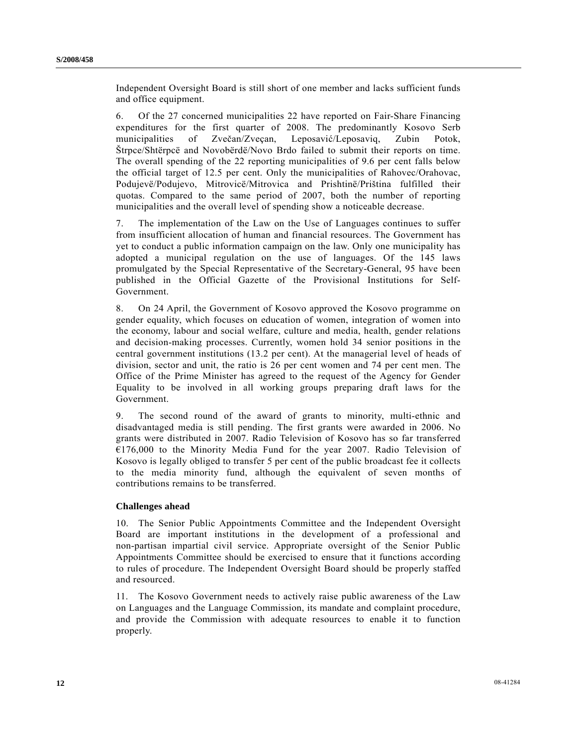Independent Oversight Board is still short of one member and lacks sufficient funds and office equipment.

6. Of the 27 concerned municipalities 22 have reported on Fair-Share Financing expenditures for the first quarter of 2008. The predominantly Kosovo Serb municipalities of Zvečan/Zveçan, Leposavić/Leposaviq, Zubin Potok, Štrpce/Shtërpcë and Novobërdë/Novo Brdo failed to submit their reports on time. The overall spending of the 22 reporting municipalities of 9.6 per cent falls below the official target of 12.5 per cent. Only the municipalities of Rahovec/Orahovac, Podujevë/Podujevo, Mitrovicë/Mitrovica and Prishtinë/Priština fulfilled their quotas. Compared to the same period of 2007, both the number of reporting municipalities and the overall level of spending show a noticeable decrease.

7. The implementation of the Law on the Use of Languages continues to suffer from insufficient allocation of human and financial resources. The Government has yet to conduct a public information campaign on the law. Only one municipality has adopted a municipal regulation on the use of languages. Of the 145 laws promulgated by the Special Representative of the Secretary-General, 95 have been published in the Official Gazette of the Provisional Institutions for Self-Government.

8. On 24 April, the Government of Kosovo approved the Kosovo programme on gender equality, which focuses on education of women, integration of women into the economy, labour and social welfare, culture and media, health, gender relations and decision-making processes. Currently, women hold 34 senior positions in the central government institutions (13.2 per cent). At the managerial level of heads of division, sector and unit, the ratio is 26 per cent women and 74 per cent men. The Office of the Prime Minister has agreed to the request of the Agency for Gender Equality to be involved in all working groups preparing draft laws for the Government.

9. The second round of the award of grants to minority, multi-ethnic and disadvantaged media is still pending. The first grants were awarded in 2006. No grants were distributed in 2007. Radio Television of Kosovo has so far transferred €176,000 to the Minority Media Fund for the year 2007. Radio Television of Kosovo is legally obliged to transfer 5 per cent of the public broadcast fee it collects to the media minority fund, although the equivalent of seven months of contributions remains to be transferred.

### Challenges ahead

10. The Senior Public Appointments Committee and the Independent Oversight Board are important institutions in the development of a professional and non-partisan impartial civil service. Appropriate oversight of the Senior Public Appointments Committee should be exercised to ensure that it functions according to rules of procedure. The Independent Oversight Board should be properly staffed and resourced.

11. The Kosovo Government needs to actively raise public awareness of the Law on Languages and the Language Commission, its mandate and complaint procedure, and provide the Commission with adequate resources to enable it to function properly.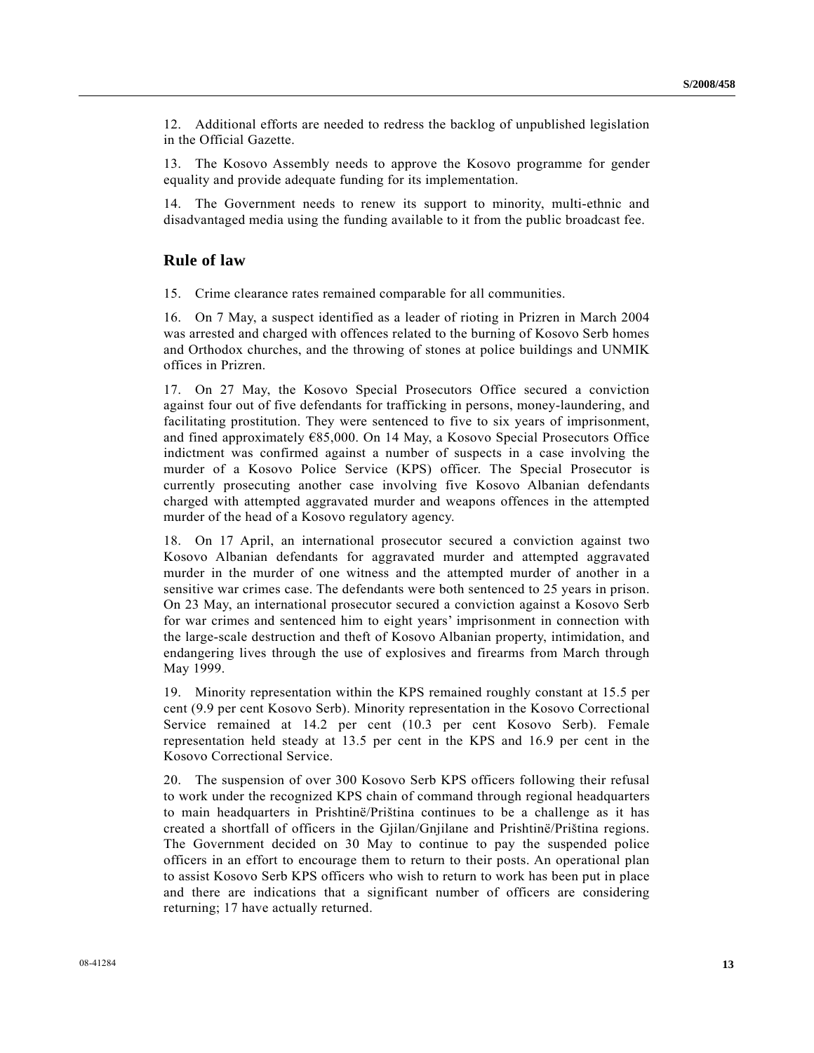12. Additional efforts are needed to redress the backlog of unpublished legislation in the Official Gazette.

13. The Kosovo Assembly needs to approve the Kosovo programme for gender equality and provide adequate funding for its implementation.

14. The Government needs to renew its support to minority, multi-ethnic and disadvantaged media using the funding available to it from the public broadcast fee.

## Rule of law

15. Crime clearance rates remained comparable for all communities.

16. On 7 May, a suspect identified as a leader of rioting in Prizren in March 2004 was arrested and charged with offences related to the burning of Kosovo Serb homes and Orthodox churches, and the throwing of stones at police buildings and UNMIK offices in Prizren.

17. On 27 May, the Kosovo Special Prosecutors Office secured a conviction against four out of five defendants for trafficking in persons, money-laundering, and facilitating prostitution. They were sentenced to five to six years of imprisonment, and fined approximately €85,000. On 14 May, a Kosovo Special Prosecutors Office indictment was confirmed against a number of suspects in a case involving the murder of a Kosovo Police Service (KPS) officer. The Special Prosecutor is currently prosecuting another case involving five Kosovo Albanian defendants charged with attempted aggravated murder and weapons offences in the attempted murder of the head of a Kosovo regulatory agency.

18. On 17 April, an international prosecutor secured a conviction against two Kosovo Albanian defendants for aggravated murder and attempted aggravated murder in the murder of one witness and the attempted murder of another in a sensitive war crimes case. The defendants were both sentenced to 25 years in prison. On 23 May, an international prosecutor secured a conviction against a Kosovo Serb for war crimes and sentenced him to eight years' imprisonment in connection with the large-scale destruction and theft of Kosovo Albanian property, intimidation, and endangering lives through the use of explosives and firearms from March through May 1999.

19. Minority representation within the KPS remained roughly constant at 15.5 per cent (9.9 per cent Kosovo Serb). Minority representation in the Kosovo Correctional Service remained at 14.2 per cent (10.3 per cent Kosovo Serb). Female representation held steady at 13.5 per cent in the KPS and 16.9 per cent in the Kosovo Correctional Service.

20. The suspension of over 300 Kosovo Serb KPS officers following their refusal to work under the recognized KPS chain of command through regional headquarters to main headquarters in Prishtinë/Priština continues to be a challenge as it has created a shortfall of officers in the Gjilan/Gnjilane and Prishtinë/Priština regions. The Government decided on 30 May to continue to pay the suspended police officers in an effort to encourage them to return to their posts. An operational plan to assist Kosovo Serb KPS officers who wish to return to work has been put in place and there are indications that a significant number of officers are considering returning; 17 have actually returned.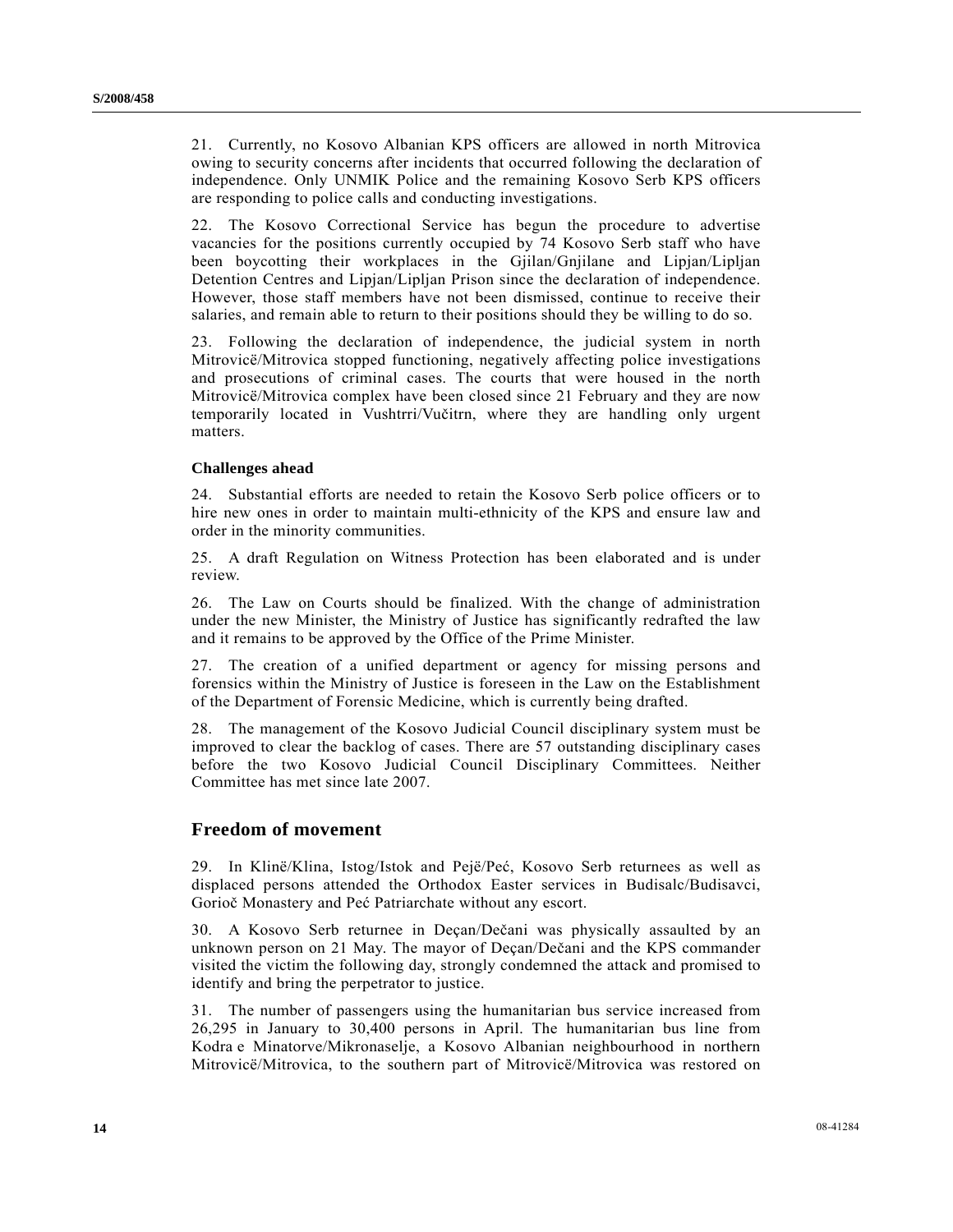21. Currently, no Kosovo Albanian KPS officers are allowed in north Mitrovica owing to security concerns after incidents that occurred following the declaration of independence. Only UNMIK Police and the remaining Kosovo Serb KPS officers are responding to police calls and conducting investigations.

22. The Kosovo Correctional Service has begun the procedure to advertise vacancies for the positions currently occupied by 74 Kosovo Serb staff who have been boycotting their workplaces in the Gjilan/Gnjilane and Lipjan/Lipljan Detention Centres and Lipjan/Lipljan Prison since the declaration of independence. However, those staff members have not been dismissed, continue to receive their salaries, and remain able to return to their positions should they be willing to do so.

23. Following the declaration of independence, the judicial system in north Mitrovicë/Mitrovica stopped functioning, negatively affecting police investigations and prosecutions of criminal cases. The courts that were housed in the north Mitrovicë/Mitrovica complex have been closed since 21 February and they are now temporarily located in Vushtrri/Vučitrn, where they are handling only urgent matters.

### Challenges ahead

24. Substantial efforts are needed to retain the Kosovo Serb police officers or to hire new ones in order to maintain multi-ethnicity of the KPS and ensure law and order in the minority communities.

25. A draft Regulation on Witness Protection has been elaborated and is under review.

26. The Law on Courts should be finalized. With the change of administration under the new Minister, the Ministry of Justice has significantly redrafted the law and it remains to be approved by the Office of the Prime Minister.

27. The creation of a unified department or agency for missing persons and forensics within the Ministry of Justice is foreseen in the Law on the Establishment of the Department of Forensic Medicine, which is currently being drafted.

28. The management of the Kosovo Judicial Council disciplinary system must be improved to clear the backlog of cases. There are 57 outstanding disciplinary cases before the two Kosovo Judicial Council Disciplinary Committees. Neither Committee has met since late 2007.

## Freedom of movement

29. In Klinë/Klina, Istog/Istok and Pejë/Peć, Kosovo Serb returnees as well as displaced persons attended the Orthodox Easter services in Budisalc/Budisavci, Gorioč Monastery and Peć Patriarchate without any escort.

30. A Kosovo Serb returnee in Deçan/Dečani was physically assaulted by an unknown person on 21 May. The mayor of Deçan/Dečani and the KPS commander visited the victim the following day, strongly condemned the attack and promised to identify and bring the perpetrator to justice.

31. The number of passengers using the humanitarian bus service increased from 26,295 in January to 30,400 persons in April. The humanitarian bus line from Kodra e Minatorve/Mikronaselje, a Kosovo Albanian neighbourhood in northern Mitrovicë/Mitrovica, to the southern part of Mitrovicë/Mitrovica was restored on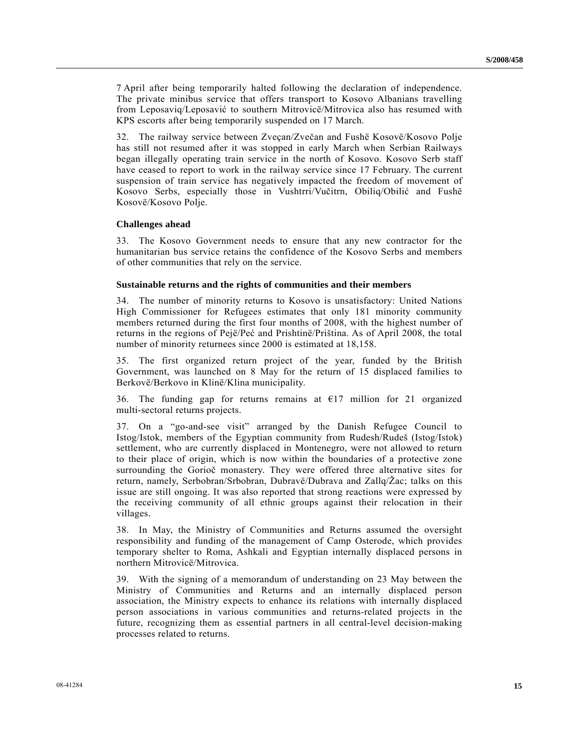7 April after being temporarily halted following the declaration of independence. The private minibus service that offers transport to Kosovo Albanians travelling from Leposaviq/Leposavić to southern Mitrovicë/Mitrovica also has resumed with KPS escorts after being temporarily suspended on 17 March.

32. The railway service between Zveçan/Zvečan and Fushë Kosovë/Kosovo Polje has still not resumed after it was stopped in early March when Serbian Railways began illegally operating train service in the north of Kosovo. Kosovo Serb staff have ceased to report to work in the railway service since 17 February. The current suspension of train service has negatively impacted the freedom of movement of Kosovo Serbs, especially those in Vushtrri/Vučitrn, Obiliq/Obilić and Fushë Kosovë/Kosovo Polje.

#### Challenges ahead

33. The Kosovo Government needs to ensure that any new contractor for the humanitarian bus service retains the confidence of the Kosovo Serbs and members of other communities that rely on the service.

#### Sustainable returns and the rights of communities and their members

34. The number of minority returns to Kosovo is unsatisfactory: United Nations High Commissioner for Refugees estimates that only 181 minority community members returned during the first four months of 2008, with the highest number of returns in the regions of Pejë/Peć and Prishtinë/Priština. As of April 2008, the total number of minority returnees since 2000 is estimated at 18,158.

35. The first organized return project of the year, funded by the British Government, was launched on 8 May for the return of 15 displaced families to Berkovë/Berkovo in Klinë/Klina municipality.

36. The funding gap for returns remains at €17 million for 21 organized multi-sectoral returns projects.

37. On a "go-and-see visit" arranged by the Danish Refugee Council to Istog/Istok, members of the Egyptian community from Rudesh/Rudeš (Istog/Istok) settlement, who are currently displaced in Montenegro, were not allowed to return to their place of origin, which is now within the boundaries of a protective zone surrounding the Gorioč monastery. They were offered three alternative sites for return, namely, Serbobran/Srbobran, Dubravë/Dubrava and Zallq/Žac; talks on this issue are still ongoing. It was also reported that strong reactions were expressed by the receiving community of all ethnic groups against their relocation in their villages.

38. In May, the Ministry of Communities and Returns assumed the oversight responsibility and funding of the management of Camp Osterode, which provides temporary shelter to Roma, Ashkali and Egyptian internally displaced persons in northern Mitrovicë/Mitrovica.

39. With the signing of a memorandum of understanding on 23 May between the Ministry of Communities and Returns and an internally displaced person association, the Ministry expects to enhance its relations with internally displaced person associations in various communities and returns-related projects in the future, recognizing them as essential partners in all central-level decision-making processes related to returns.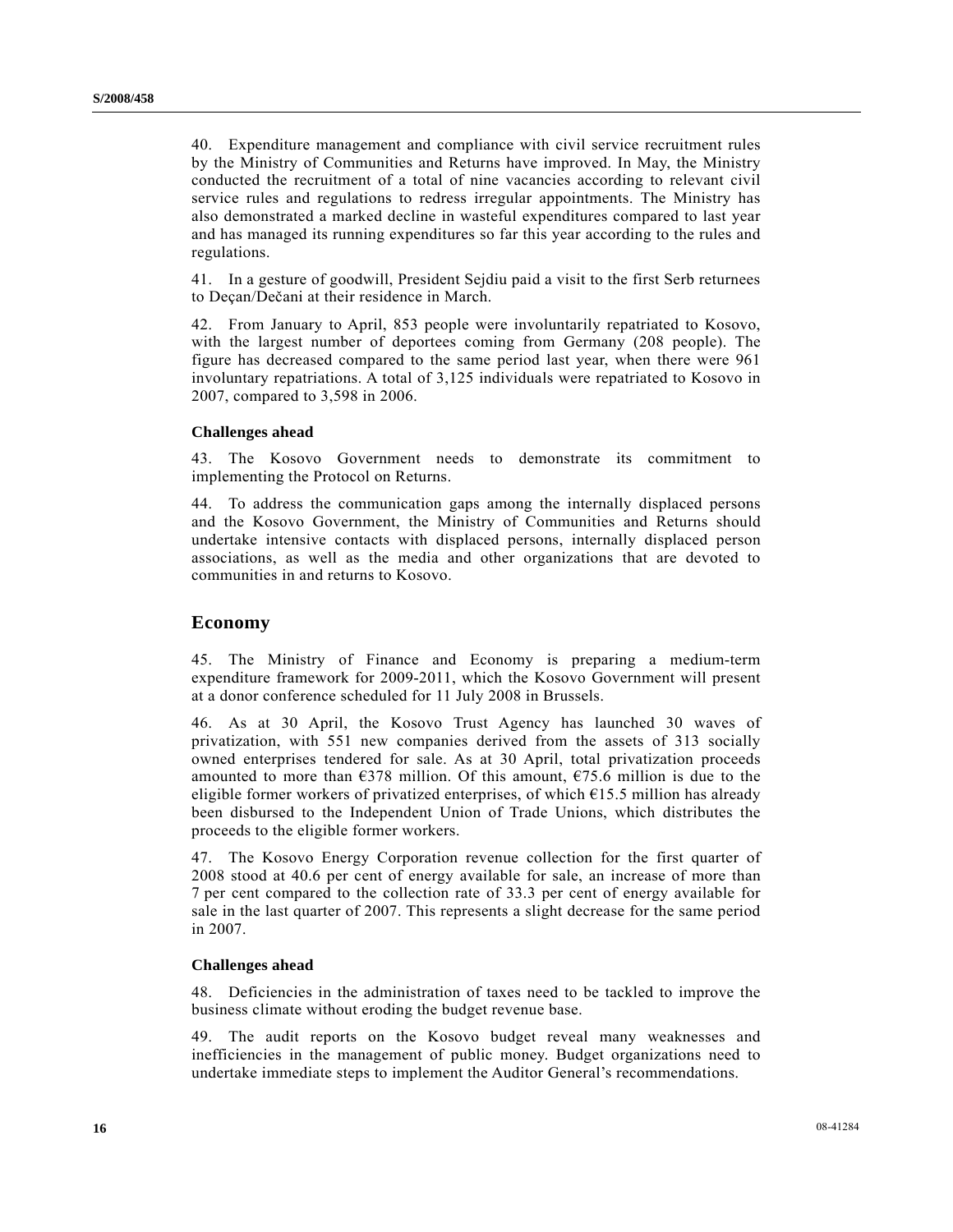40. Expenditure management and compliance with civil service recruitment rules by the Ministry of Communities and Returns have improved. In May, the Ministry conducted the recruitment of a total of nine vacancies according to relevant civil service rules and regulations to redress irregular appointments. The Ministry has also demonstrated a marked decline in wasteful expenditures compared to last year and has managed its running expenditures so far this year according to the rules and regulations.

41. In a gesture of goodwill, President Sejdiu paid a visit to the first Serb returnees to Deçan/Dečani at their residence in March.

42. From January to April, 853 people were involuntarily repatriated to Kosovo, with the largest number of deportees coming from Germany (208 people). The figure has decreased compared to the same period last year, when there were 961 involuntary repatriations. A total of 3,125 individuals were repatriated to Kosovo in 2007, compared to 3,598 in 2006.

#### Challenges ahead

43. The Kosovo Government needs to demonstrate its commitment to implementing the Protocol on Returns.

44. To address the communication gaps among the internally displaced persons and the Kosovo Government, the Ministry of Communities and Returns should undertake intensive contacts with displaced persons, internally displaced person associations, as well as the media and other organizations that are devoted to communities in and returns to Kosovo.

### Economy

45. The Ministry of Finance and Economy is preparing a medium-term expenditure framework for 2009-2011, which the Kosovo Government will present at a donor conference scheduled for 11 July 2008 in Brussels.

46. As at 30 April, the Kosovo Trust Agency has launched 30 waves of privatization, with 551 new companies derived from the assets of 313 socially owned enterprises tendered for sale. As at 30 April, total privatization proceeds amounted to more than €378 million. Of this amount, €75.6 million is due to the eligible former workers of privatized enterprises, of which €15.5 million has already been disbursed to the Independent Union of Trade Unions, which distributes the proceeds to the eligible former workers.

47. The Kosovo Energy Corporation revenue collection for the first quarter of 2008 stood at 40.6 per cent of energy available for sale, an increase of more than 7 per cent compared to the collection rate of 33.3 per cent of energy available for sale in the last quarter of 2007. This represents a slight decrease for the same period in 2007.

#### Challenges ahead

48. Deficiencies in the administration of taxes need to be tackled to improve the business climate without eroding the budget revenue base.

49. The audit reports on the Kosovo budget reveal many weaknesses and inefficiencies in the management of public money. Budget organizations need to undertake immediate steps to implement the Auditor General's recommendations.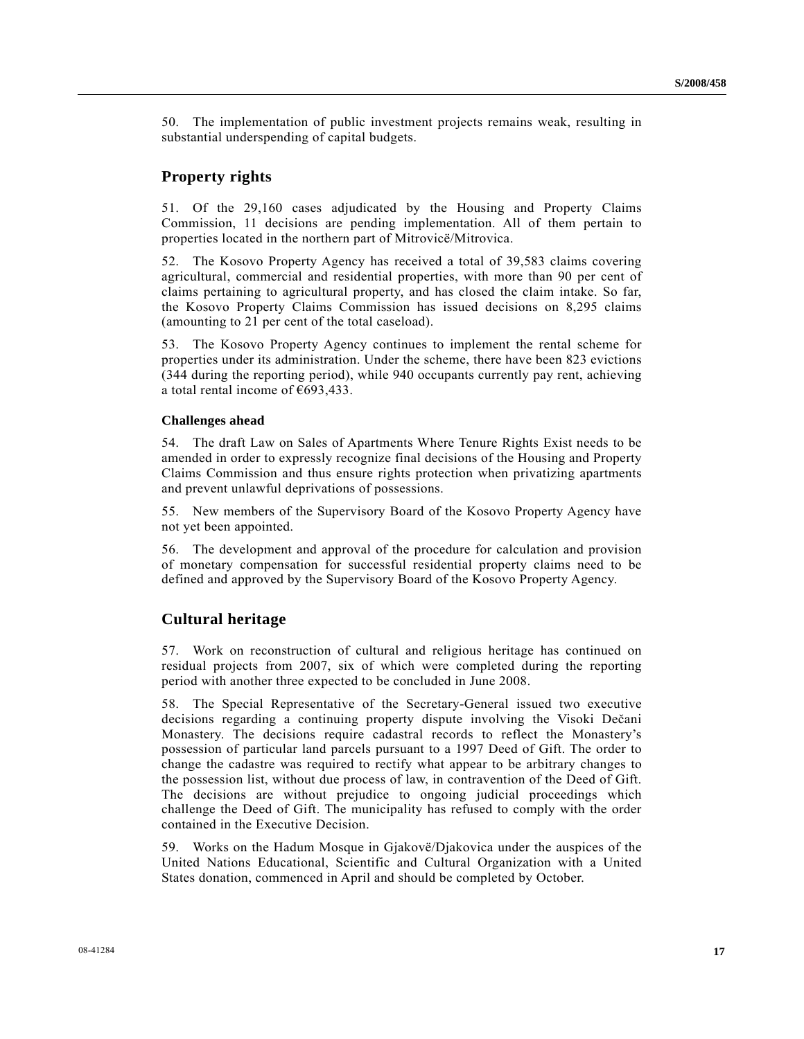50. The implementation of public investment projects remains weak, resulting in substantial underspending of capital budgets.

## Property rights

51. Of the 29,160 cases adjudicated by the Housing and Property Claims Commission, 11 decisions are pending implementation. All of them pertain to properties located in the northern part of Mitrovicë/Mitrovica.

52. The Kosovo Property Agency has received a total of 39,583 claims covering agricultural, commercial and residential properties, with more than 90 per cent of claims pertaining to agricultural property, and has closed the claim intake. So far, the Kosovo Property Claims Commission has issued decisions on 8,295 claims (amounting to 21 per cent of the total caseload).

53. The Kosovo Property Agency continues to implement the rental scheme for properties under its administration. Under the scheme, there have been 823 evictions (344 during the reporting period), while 940 occupants currently pay rent, achieving a total rental income of €693,433.

### Challenges ahead

54. The draft Law on Sales of Apartments Where Tenure Rights Exist needs to be amended in order to expressly recognize final decisions of the Housing and Property Claims Commission and thus ensure rights protection when privatizing apartments and prevent unlawful deprivations of possessions.

55. New members of the Supervisory Board of the Kosovo Property Agency have not yet been appointed.

56. The development and approval of the procedure for calculation and provision of monetary compensation for successful residential property claims need to be defined and approved by the Supervisory Board of the Kosovo Property Agency.

## Cultural heritage

57. Work on reconstruction of cultural and religious heritage has continued on residual projects from 2007, six of which were completed during the reporting period with another three expected to be concluded in June 2008.

58. The Special Representative of the Secretary-General issued two executive decisions regarding a continuing property dispute involving the Visoki Dečani Monastery. The decisions require cadastral records to reflect the Monastery's possession of particular land parcels pursuant to a 1997 Deed of Gift. The order to change the cadastre was required to rectify what appear to be arbitrary changes to the possession list, without due process of law, in contravention of the Deed of Gift. The decisions are without prejudice to ongoing judicial proceedings which challenge the Deed of Gift. The municipality has refused to comply with the order contained in the Executive Decision.

59. Works on the Hadum Mosque in Gjakovë/Djakovica under the auspices of the United Nations Educational, Scientific and Cultural Organization with a United States donation, commenced in April and should be completed by October.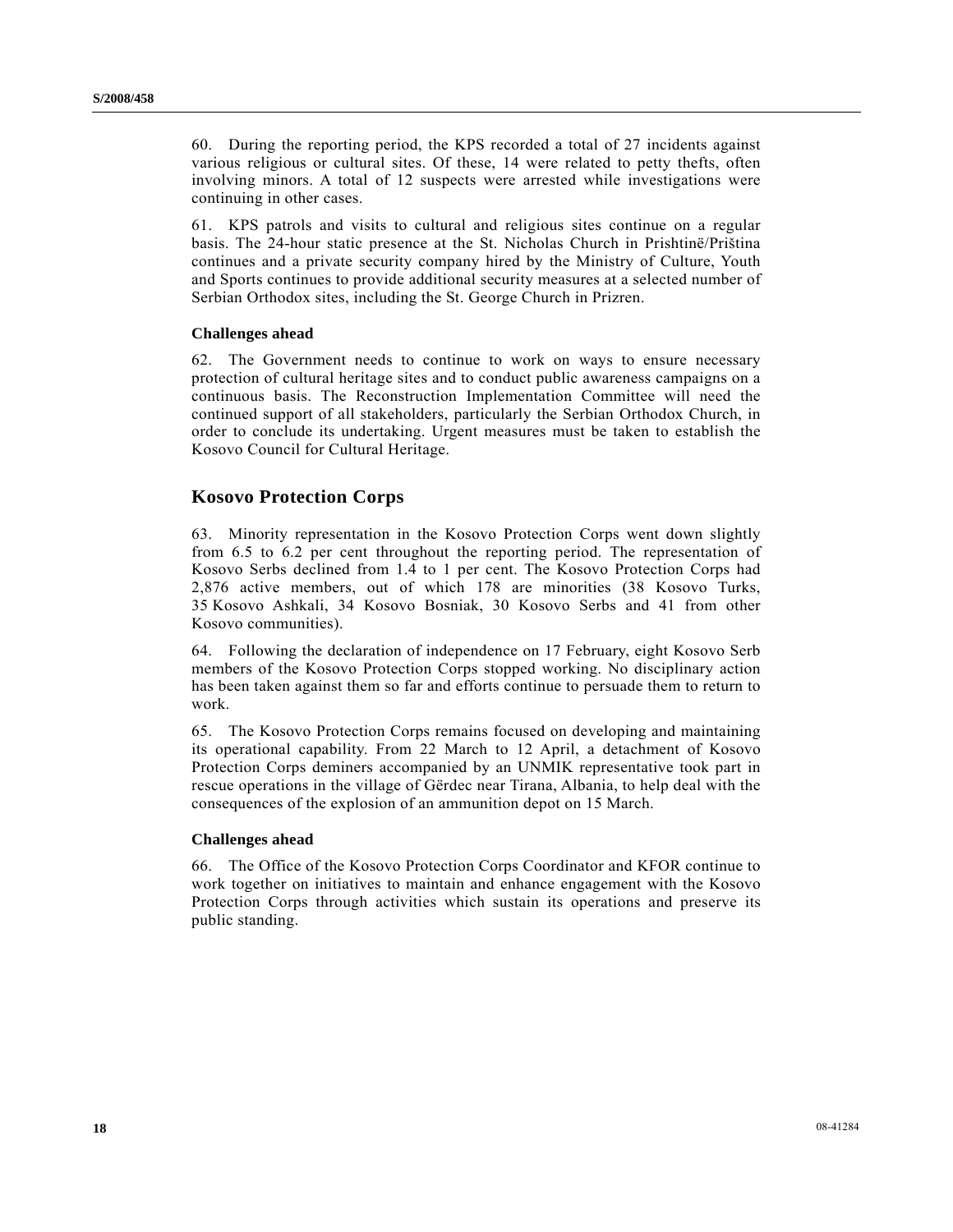60. During the reporting period, the KPS recorded a total of 27 incidents against various religious or cultural sites. Of these, 14 were related to petty thefts, often involving minors. A total of 12 suspects were arrested while investigations were continuing in other cases.

61. KPS patrols and visits to cultural and religious sites continue on a regular basis. The 24-hour static presence at the St. Nicholas Church in Prishtinë/Priština continues and a private security company hired by the Ministry of Culture, Youth and Sports continues to provide additional security measures at a selected number of Serbian Orthodox sites, including the St. George Church in Prizren.

### Challenges ahead

62. The Government needs to continue to work on ways to ensure necessary protection of cultural heritage sites and to conduct public awareness campaigns on a continuous basis. The Reconstruction Implementation Committee will need the continued support of all stakeholders, particularly the Serbian Orthodox Church, in order to conclude its undertaking. Urgent measures must be taken to establish the Kosovo Council for Cultural Heritage.

## Kosovo Protection Corps

63. Minority representation in the Kosovo Protection Corps went down slightly from 6.5 to 6.2 per cent throughout the reporting period. The representation of Kosovo Serbs declined from 1.4 to 1 per cent. The Kosovo Protection Corps had 2,876 active members, out of which 178 are minorities (38 Kosovo Turks, 35 Kosovo Ashkali, 34 Kosovo Bosniak, 30 Kosovo Serbs and 41 from other Kosovo communities).

64. Following the declaration of independence on 17 February, eight Kosovo Serb members of the Kosovo Protection Corps stopped working. No disciplinary action has been taken against them so far and efforts continue to persuade them to return to work.

65. The Kosovo Protection Corps remains focused on developing and maintaining its operational capability. From 22 March to 12 April, a detachment of Kosovo Protection Corps deminers accompanied by an UNMIK representative took part in rescue operations in the village of Gërdec near Tirana, Albania, to help deal with the consequences of the explosion of an ammunition depot on 15 March.

### Challenges ahead

66. The Office of the Kosovo Protection Corps Coordinator and KFOR continue to work together on initiatives to maintain and enhance engagement with the Kosovo Protection Corps through activities which sustain its operations and preserve its public standing.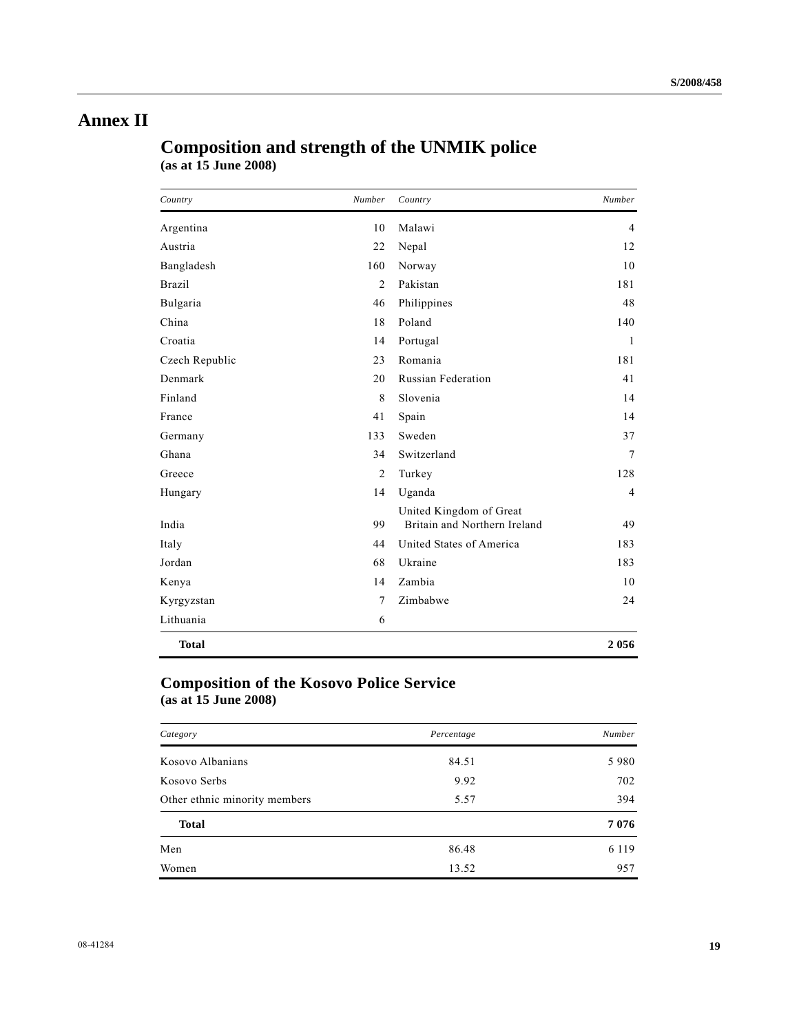# Annex II

## Composition and strength of the UNMIK police
**(as at 15 June 2008)**

| Country | Number | Country | Number |
|---|---|---|---|
| Argentina | 10 | Malawi | 4 |
| Austria | 22 | Nepal | 12 |
| Bangladesh | 160 | Norway | 10 |
| Brazil | 2 | Pakistan | 181 |
| Bulgaria | 46 | Philippines | 48 |
| China | 18 | Poland | 140 |
| Croatia | 14 | Portugal | 1 |
| Czech Republic | 23 | Romania | 181 |
| Denmark | 20 | Russian Federation | 41 |
| Finland | 8 | Slovenia | 14 |
| France | 41 | Spain | 14 |
| Germany | 133 | Sweden | 37 |
| Ghana | 34 | Switzerland | 7 |
| Greece | 2 | Turkey | 128 |
| Hungary | 14 | Uganda | 4 |
| India | 99 | United Kingdom of Great Britain and Northern Ireland | 49 |
| Italy | 44 | United States of America | 183 |
| Jordan | 68 | Ukraine | 183 |
| Kenya | 14 | Zambia | 10 |
| Kyrgyzstan | 7 | Zimbabwe | 24 |
| Lithuania | 6 | | |
| **Total** | | | **2 056** |

## Composition of the Kosovo Police Service
**(as at 15 June 2008)**

| Category | Percentage | Number |
|---|---|---|
| Kosovo Albanians | 84.51 | 5 980 |
| Kosovo Serbs | 9.92 | 702 |
| Other ethnic minority members | 5.57 | 394 |
| **Total** | | **7 076** |
| Men | 86.48 | 6 119 |
| Women | 13.52 | 957 |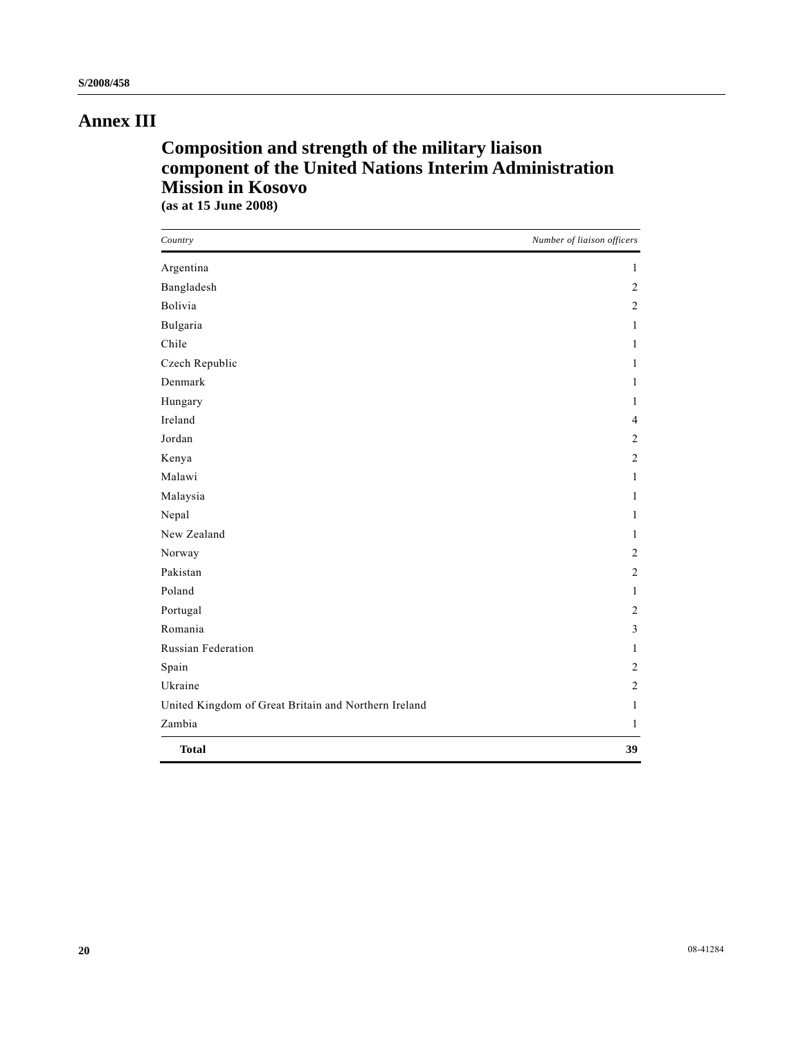# Annex III

## Composition and strength of the military liaison component of the United Nations Interim Administration Mission in Kosovo

**(as at 15 June 2008)**

| *Country* | *Number of liaison officers* |
| --- | --- |
| Argentina | 1 |
| Bangladesh | 2 |
| Bolivia | 2 |
| Bulgaria | 1 |
| Chile | 1 |
| Czech Republic | 1 |
| Denmark | 1 |
| Hungary | 1 |
| Ireland | 4 |
| Jordan | 2 |
| Kenya | 2 |
| Malawi | 1 |
| Malaysia | 1 |
| Nepal | 1 |
| New Zealand | 1 |
| Norway | 2 |
| Pakistan | 2 |
| Poland | 1 |
| Portugal | 2 |
| Romania | 3 |
| Russian Federation | 1 |
| Spain | 2 |
| Ukraine | 2 |
| United Kingdom of Great Britain and Northern Ireland | 1 |
| Zambia | 1 |
| **Total** | **39** |